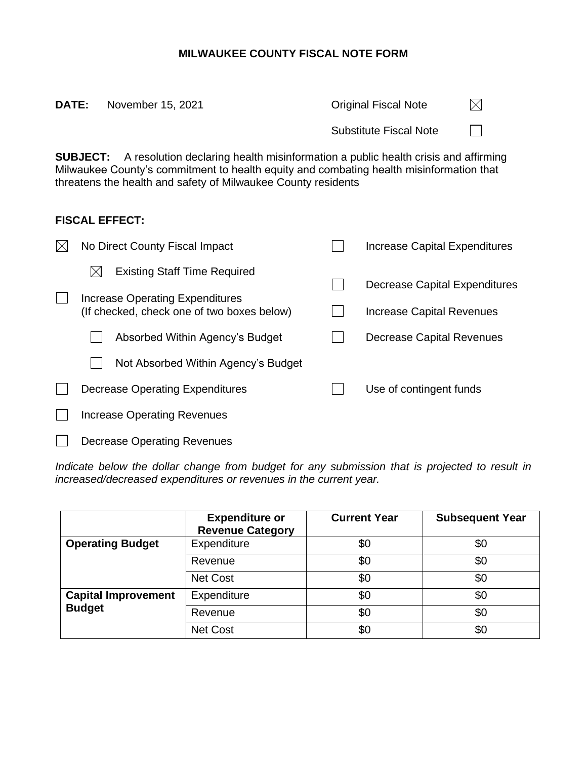# MILWAUKEE COUNTY FISCAL NOTE FORM

**DATE:** November 15, 2021

Original Fiscal Note ☒

Substitute Fiscal Note ☐

**SUBJECT:** A resolution declaring health misinformation a public health crisis and affirming Milwaukee County's commitment to health equity and combating health misinformation that threatens the health and safety of Milwaukee County residents

**FISCAL EFFECT:**

- ☒ No Direct County Fiscal Impact
  - ☒ Existing Staff Time Required
- ☐ Increase Operating Expenditures (If checked, check one of two boxes below)
  - ☐ Absorbed Within Agency's Budget
  - ☐ Not Absorbed Within Agency's Budget
- ☐ Decrease Operating Expenditures
- ☐ Increase Operating Revenues
- ☐ Decrease Operating Revenues
- ☐ Increase Capital Expenditures
- ☐ Decrease Capital Expenditures
- ☐ Increase Capital Revenues
- ☐ Decrease Capital Revenues
- ☐ Use of contingent funds

*Indicate below the dollar change from budget for any submission that is projected to result in increased/decreased expenditures or revenues in the current year.*

| | Expenditure or Revenue Category | Current Year | Subsequent Year |
|---|---|---|---|
| **Operating Budget** | Expenditure | $0 | $0 |
| | Revenue | $0 | $0 |
| | Net Cost | $0 | $0 |
| **Capital Improvement Budget** | Expenditure | $0 | $0 |
| | Revenue | $0 | $0 |
| | Net Cost | $0 | $0 |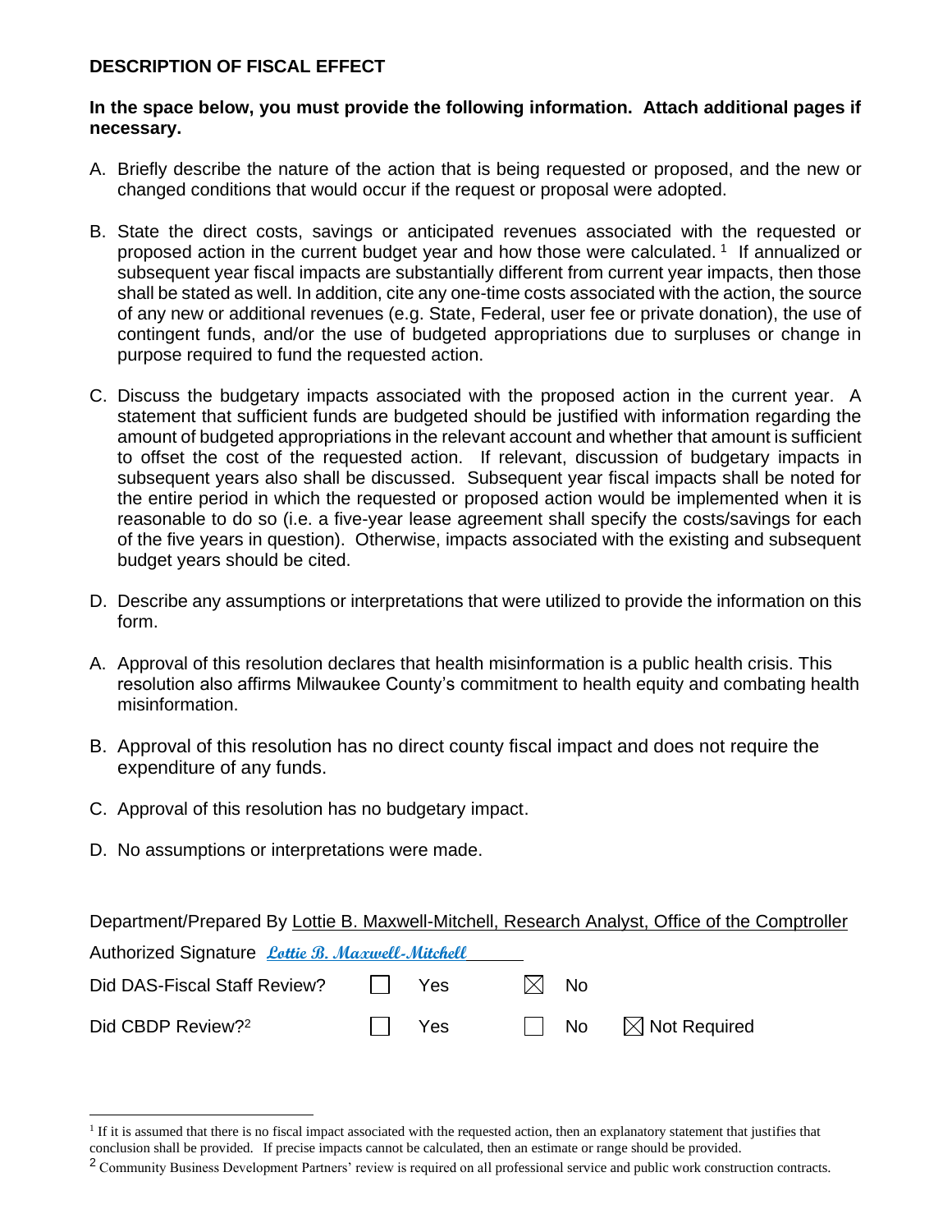## DESCRIPTION OF FISCAL EFFECT

**In the space below, you must provide the following information. Attach additional pages if necessary.**

A. Briefly describe the nature of the action that is being requested or proposed, and the new or changed conditions that would occur if the request or proposal were adopted.

B. State the direct costs, savings or anticipated revenues associated with the requested or proposed action in the current budget year and how those were calculated. [1] If annualized or subsequent year fiscal impacts are substantially different from current year impacts, then those shall be stated as well. In addition, cite any one-time costs associated with the action, the source of any new or additional revenues (e.g. State, Federal, user fee or private donation), the use of contingent funds, and/or the use of budgeted appropriations due to surpluses or change in purpose required to fund the requested action.

C. Discuss the budgetary impacts associated with the proposed action in the current year. A statement that sufficient funds are budgeted should be justified with information regarding the amount of budgeted appropriations in the relevant account and whether that amount is sufficient to offset the cost of the requested action. If relevant, discussion of budgetary impacts in subsequent years also shall be discussed. Subsequent year fiscal impacts shall be noted for the entire period in which the requested or proposed action would be implemented when it is reasonable to do so (i.e. a five-year lease agreement shall specify the costs/savings for each of the five years in question). Otherwise, impacts associated with the existing and subsequent budget years should be cited.

D. Describe any assumptions or interpretations that were utilized to provide the information on this form.

A. Approval of this resolution declares that health misinformation is a public health crisis. This resolution also affirms Milwaukee County's commitment to health equity and combating health misinformation.

B. Approval of this resolution has no direct county fiscal impact and does not require the expenditure of any funds.

C. Approval of this resolution has no budgetary impact.

D. No assumptions or interpretations were made.

Department/Prepared By Lottie B. Maxwell-Mitchell, Research Analyst, Office of the Comptroller

Authorized Signature *Lottie B. Maxwell-Mitchell*

Did DAS-Fiscal Staff Review? ☐ Yes ☒ No

Did CBDP Review?[2] ☐ Yes ☐ No ☒ Not Required

---

[1] If it is assumed that there is no fiscal impact associated with the requested action, then an explanatory statement that justifies that conclusion shall be provided. If precise impacts cannot be calculated, then an estimate or range should be provided.

[2] Community Business Development Partners' review is required on all professional service and public work construction contracts.